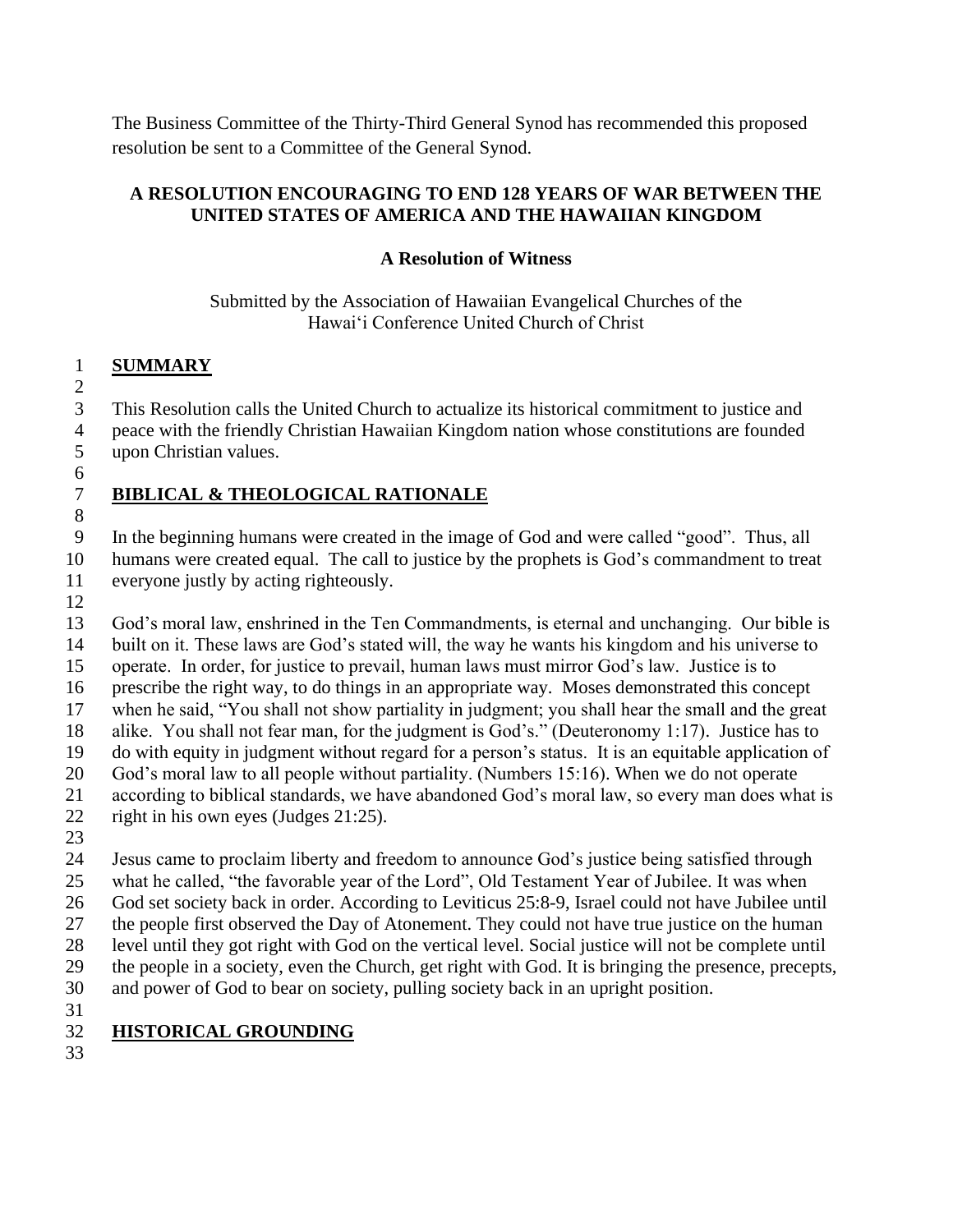The Business Committee of the Thirty-Third General Synod has recommended this proposed resolution be sent to a Committee of the General Synod.

## A RESOLUTION ENCOURAGING TO END 128 YEARS OF WAR BETWEEN THE UNITED STATES OF AMERICA AND THE HAWAIIAN KINGDOM

### A Resolution of Witness

Submitted by the Association of Hawaiian Evangelical Churches of the Hawai'i Conference United Church of Christ

### SUMMARY

This Resolution calls the United Church to actualize its historical commitment to justice and peace with the friendly Christian Hawaiian Kingdom nation whose constitutions are founded upon Christian values.

### BIBLICAL & THEOLOGICAL RATIONALE

In the beginning humans were created in the image of God and were called "good". Thus, all humans were created equal. The call to justice by the prophets is God's commandment to treat everyone justly by acting righteously.

God's moral law, enshrined in the Ten Commandments, is eternal and unchanging. Our bible is built on it. These laws are God's stated will, the way he wants his kingdom and his universe to operate. In order, for justice to prevail, human laws must mirror God's law. Justice is to prescribe the right way, to do things in an appropriate way. Moses demonstrated this concept when he said, "You shall not show partiality in judgment; you shall hear the small and the great alike. You shall not fear man, for the judgment is God's." (Deuteronomy 1:17). Justice has to do with equity in judgment without regard for a person's status. It is an equitable application of God's moral law to all people without partiality. (Numbers 15:16). When we do not operate according to biblical standards, we have abandoned God's moral law, so every man does what is right in his own eyes (Judges 21:25).

Jesus came to proclaim liberty and freedom to announce God's justice being satisfied through what he called, "the favorable year of the Lord", Old Testament Year of Jubilee. It was when God set society back in order. According to Leviticus 25:8-9, Israel could not have Jubilee until the people first observed the Day of Atonement. They could not have true justice on the human level until they got right with God on the vertical level. Social justice will not be complete until the people in a society, even the Church, get right with God. It is bringing the presence, precepts, and power of God to bear on society, pulling society back in an upright position.

### HISTORICAL GROUNDING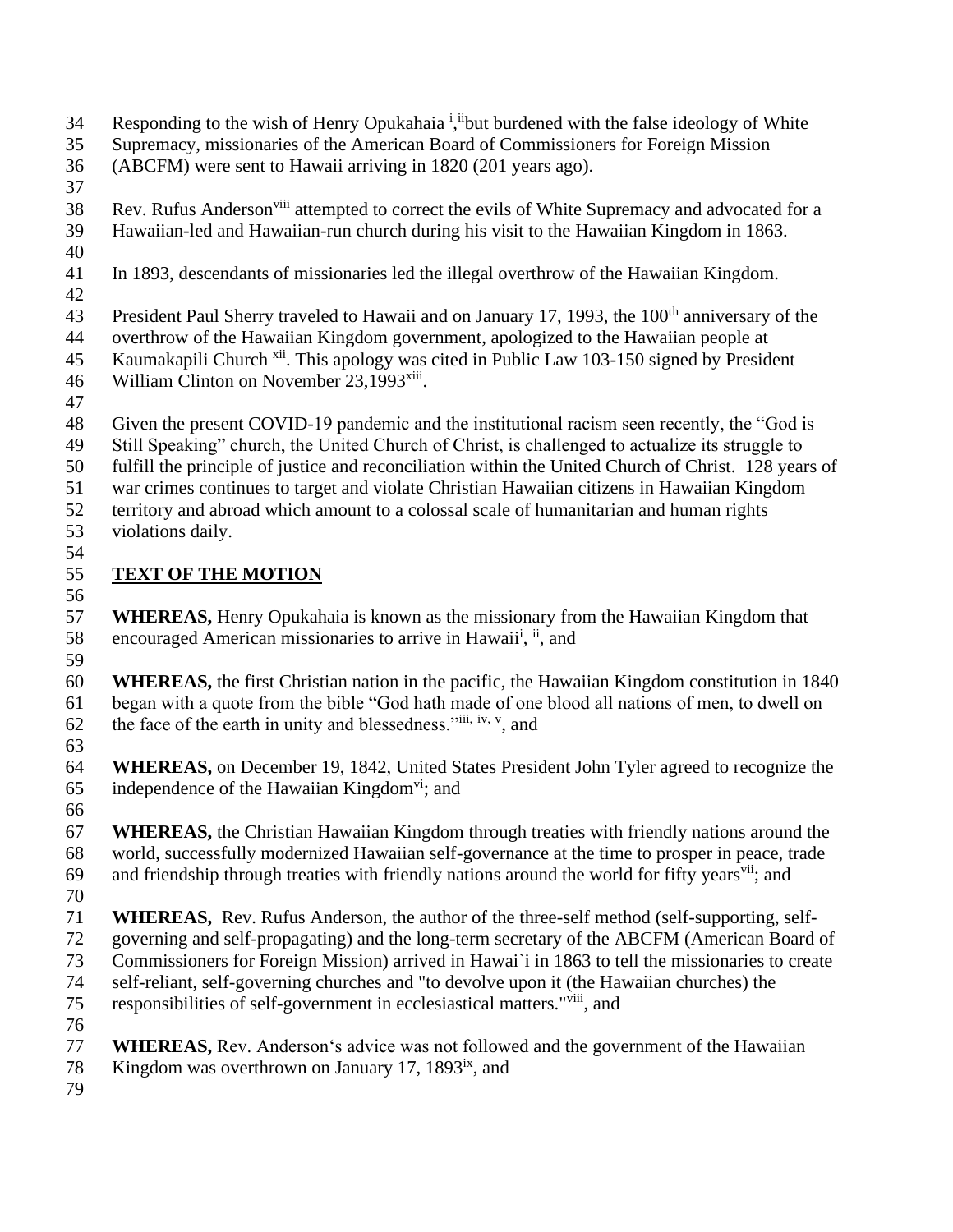Responding to the wish of Henry Opukahaia [i],[ii]but burdened with the false ideology of White Supremacy, missionaries of the American Board of Commissioners for Foreign Mission (ABCFM) were sent to Hawaii arriving in 1820 (201 years ago).

Rev. Rufus Anderson[viii] attempted to correct the evils of White Supremacy and advocated for a Hawaiian-led and Hawaiian-run church during his visit to the Hawaiian Kingdom in 1863.

In 1893, descendants of missionaries led the illegal overthrow of the Hawaiian Kingdom.

President Paul Sherry traveled to Hawaii and on January 17, 1993, the 100th anniversary of the overthrow of the Hawaiian Kingdom government, apologized to the Hawaiian people at Kaumakapili Church [xii]. This apology was cited in Public Law 103-150 signed by President William Clinton on November 23,1993[xiii].

Given the present COVID-19 pandemic and the institutional racism seen recently, the "God is Still Speaking" church, the United Church of Christ, is challenged to actualize its struggle to fulfill the principle of justice and reconciliation within the United Church of Christ. 128 years of war crimes continues to target and violate Christian Hawaiian citizens in Hawaiian Kingdom territory and abroad which amount to a colossal scale of humanitarian and human rights violations daily.

## TEXT OF THE MOTION

**WHEREAS,** Henry Opukahaia is known as the missionary from the Hawaiian Kingdom that encouraged American missionaries to arrive in Hawaii[i], [ii], and

**WHEREAS,** the first Christian nation in the pacific, the Hawaiian Kingdom constitution in 1840 began with a quote from the bible "God hath made of one blood all nations of men, to dwell on the face of the earth in unity and blessedness."[iii, iv, v], and

**WHEREAS,** on December 19, 1842, United States President John Tyler agreed to recognize the independence of the Hawaiian Kingdom[vi]; and

**WHEREAS,** the Christian Hawaiian Kingdom through treaties with friendly nations around the world, successfully modernized Hawaiian self-governance at the time to prosper in peace, trade and friendship through treaties with friendly nations around the world for fifty years[vii]; and

**WHEREAS,** Rev. Rufus Anderson, the author of the three-self method (self-supporting, self-governing and self-propagating) and the long-term secretary of the ABCFM (American Board of Commissioners for Foreign Mission) arrived in Hawai`i in 1863 to tell the missionaries to create self-reliant, self-governing churches and "to devolve upon it (the Hawaiian churches) the responsibilities of self-government in ecclesiastical matters."[viii], and

**WHEREAS,** Rev. Anderson's advice was not followed and the government of the Hawaiian Kingdom was overthrown on January 17, 1893[ix], and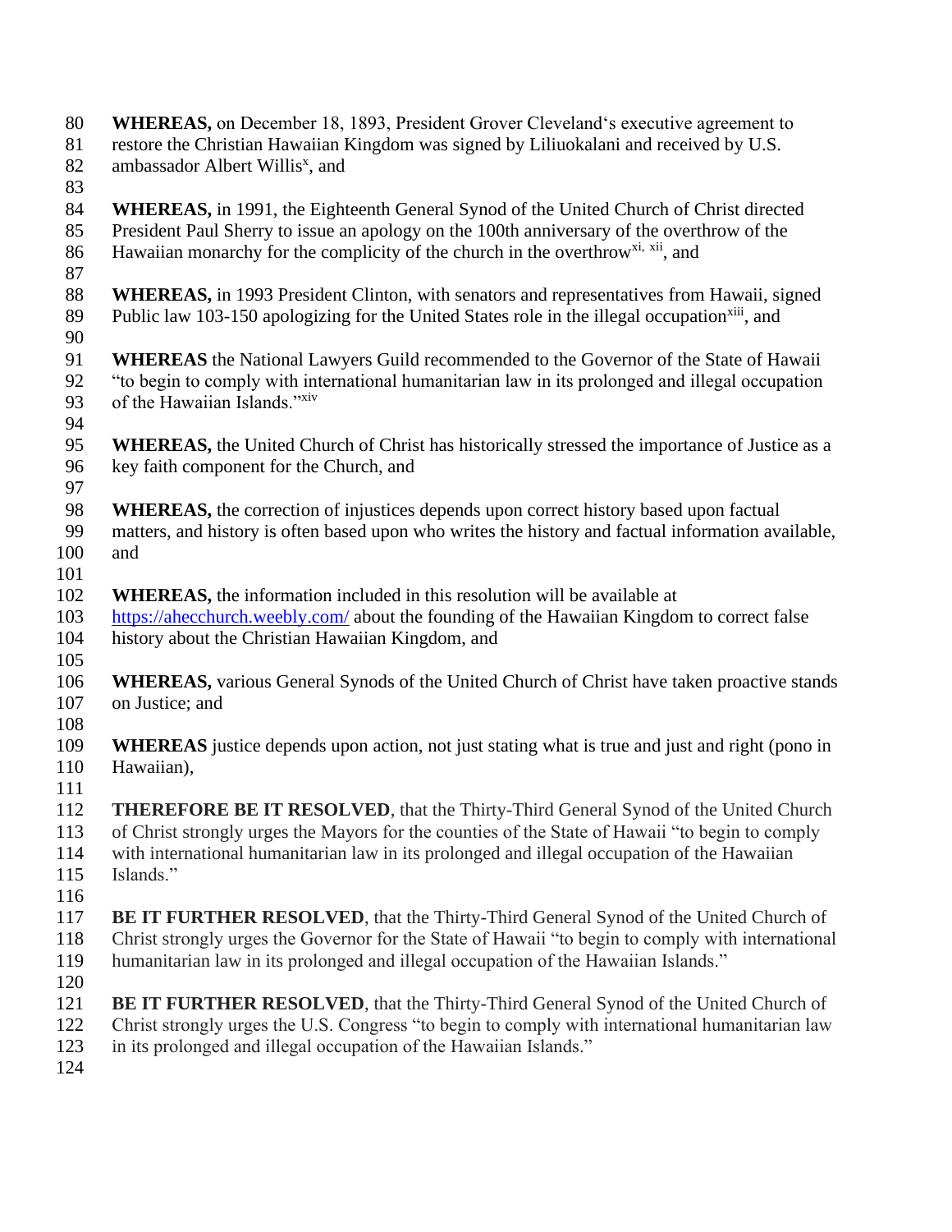**WHEREAS,** on December 18, 1893, President Grover Cleveland's executive agreement to restore the Christian Hawaiian Kingdom was signed by Liliuokalani and received by U.S. ambassador Albert Willis[x], and

**WHEREAS,** in 1991, the Eighteenth General Synod of the United Church of Christ directed President Paul Sherry to issue an apology on the 100th anniversary of the overthrow of the Hawaiian monarchy for the complicity of the church in the overthrow[xi, xii], and

**WHEREAS,** in 1993 President Clinton, with senators and representatives from Hawaii, signed Public law 103-150 apologizing for the United States role in the illegal occupation[xiii], and

**WHEREAS** the National Lawyers Guild recommended to the Governor of the State of Hawaii "to begin to comply with international humanitarian law in its prolonged and illegal occupation of the Hawaiian Islands."[xiv]

**WHEREAS,** the United Church of Christ has historically stressed the importance of Justice as a key faith component for the Church, and

**WHEREAS,** the correction of injustices depends upon correct history based upon factual matters, and history is often based upon who writes the history and factual information available, and

**WHEREAS,** the information included in this resolution will be available at https://ahecchurch.weebly.com/ about the founding of the Hawaiian Kingdom to correct false history about the Christian Hawaiian Kingdom, and

**WHEREAS,** various General Synods of the United Church of Christ have taken proactive stands on Justice; and

**WHEREAS** justice depends upon action, not just stating what is true and just and right (pono in Hawaiian),

**THEREFORE BE IT RESOLVED**, that the Thirty-Third General Synod of the United Church of Christ strongly urges the Mayors for the counties of the State of Hawaii "to begin to comply with international humanitarian law in its prolonged and illegal occupation of the Hawaiian Islands."

**BE IT FURTHER RESOLVED**, that the Thirty-Third General Synod of the United Church of Christ strongly urges the Governor for the State of Hawaii "to begin to comply with international humanitarian law in its prolonged and illegal occupation of the Hawaiian Islands."

**BE IT FURTHER RESOLVED**, that the Thirty-Third General Synod of the United Church of Christ strongly urges the U.S. Congress "to begin to comply with international humanitarian law in its prolonged and illegal occupation of the Hawaiian Islands."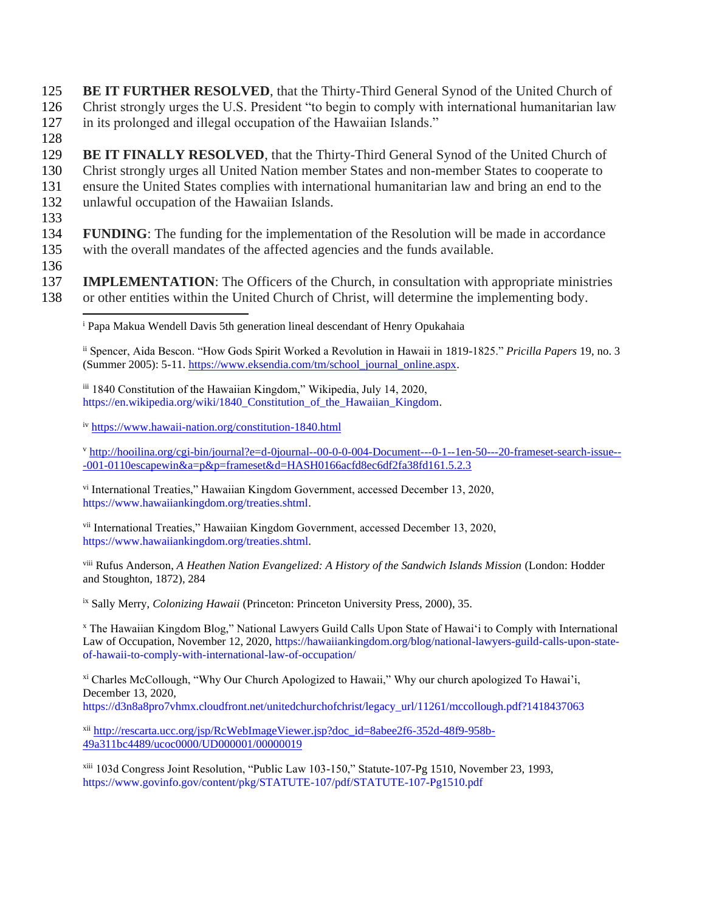125 **BE IT FURTHER RESOLVED**, that the Thirty-Third General Synod of the United Church of
126 Christ strongly urges the U.S. President "to begin to comply with international humanitarian law
127 in its prolonged and illegal occupation of the Hawaiian Islands."
128
129 **BE IT FINALLY RESOLVED**, that the Thirty-Third General Synod of the United Church of
130 Christ strongly urges all United Nation member States and non-member States to cooperate to
131 ensure the United States complies with international humanitarian law and bring an end to the
132 unlawful occupation of the Hawaiian Islands.
133
134 **FUNDING**: The funding for the implementation of the Resolution will be made in accordance
135 with the overall mandates of the affected agencies and the funds available.
136
137 **IMPLEMENTATION**: The Officers of the Church, in consultation with appropriate ministries
138 or other entities within the United Church of Christ, will determine the implementing body.

---

[i] Papa Makua Wendell Davis 5th generation lineal descendant of Henry Opukahaia

[ii] Spencer, Aida Bescon. "How Gods Spirit Worked a Revolution in Hawaii in 1819-1825." *Pricilla Papers* 19, no. 3 (Summer 2005): 5-11. https://www.eksendia.com/tm/school_journal_online.aspx.

[iii] 1840 Constitution of the Hawaiian Kingdom," Wikipedia, July 14, 2020, https://en.wikipedia.org/wiki/1840_Constitution_of_the_Hawaiian_Kingdom.

[iv] https://www.hawaii-nation.org/constitution-1840.html

[v] http://hooilina.org/cgi-bin/journal?e=d-0journal--00-0-0-004-Document---0-1--1en-50---20-frameset-search-issue---001-0110escapewin&a=p&p=frameset&d=HASH0166acfd8ec6df2fa38fd161.5.2.3

[vi] International Treaties," Hawaiian Kingdom Government, accessed December 13, 2020, https://www.hawaiiankingdom.org/treaties.shtml.

[vii] International Treaties," Hawaiian Kingdom Government, accessed December 13, 2020, https://www.hawaiiankingdom.org/treaties.shtml.

[viii] Rufus Anderson, *A Heathen Nation Evangelized: A History of the Sandwich Islands Mission* (London: Hodder and Stoughton, 1872), 284

[ix] Sally Merry, *Colonizing Hawaii* (Princeton: Princeton University Press, 2000), 35.

[x] The Hawaiian Kingdom Blog," National Lawyers Guild Calls Upon State of Hawaiʻi to Comply with International Law of Occupation, November 12, 2020, https://hawaiiankingdom.org/blog/national-lawyers-guild-calls-upon-state-of-hawaii-to-comply-with-international-law-of-occupation/

[xi] Charles McCollough, "Why Our Church Apologized to Hawaii," Why our church apologized To Hawai'i, December 13, 2020, https://d3n8a8pro7vhmx.cloudfront.net/unitedchurchofchrist/legacy_url/11261/mccollough.pdf?1418437063

[xii] http://rescarta.ucc.org/jsp/RcWebImageViewer.jsp?doc_id=8abee2f6-352d-48f9-958b-49a311bc4489/ucoc0000/UD000001/00000019

[xiii] 103d Congress Joint Resolution, "Public Law 103-150," Statute-107-Pg 1510, November 23, 1993, https://www.govinfo.gov/content/pkg/STATUTE-107/pdf/STATUTE-107-Pg1510.pdf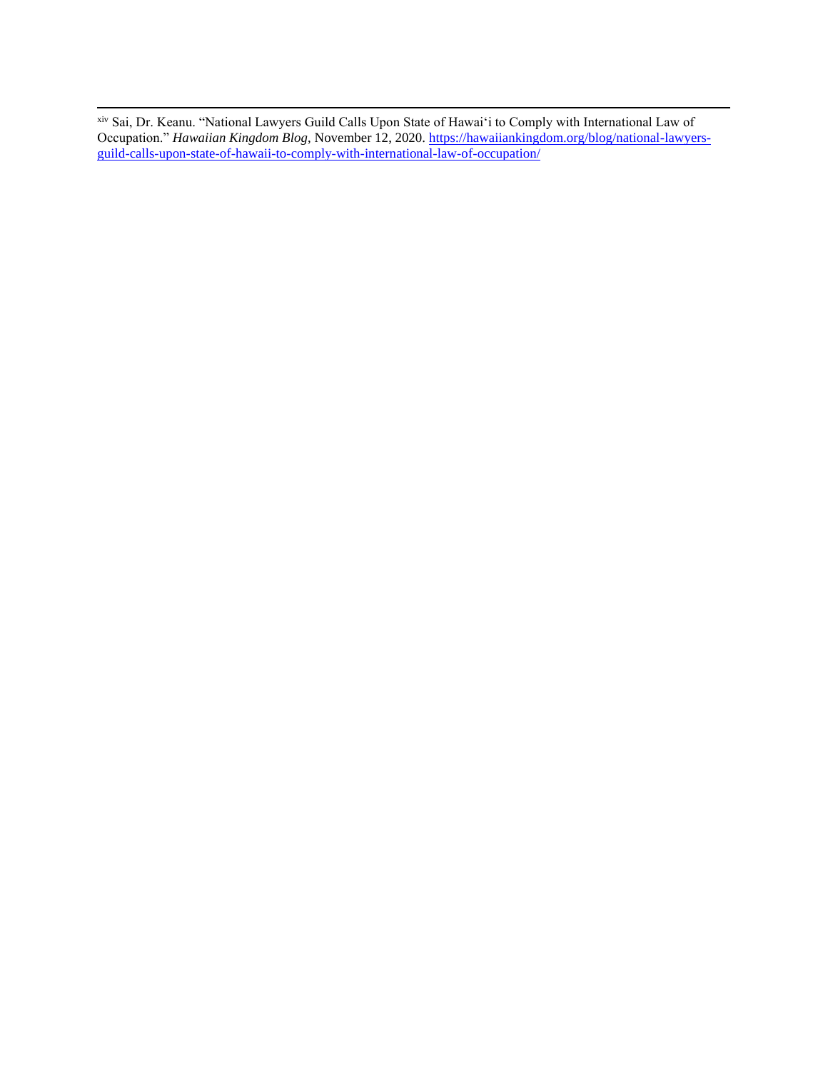[xiv] Sai, Dr. Keanu. "National Lawyers Guild Calls Upon State of Hawai'i to Comply with International Law of Occupation." *Hawaiian Kingdom Blog*, November 12, 2020. https://hawaiiankingdom.org/blog/national-lawyers-guild-calls-upon-state-of-hawaii-to-comply-with-international-law-of-occupation/